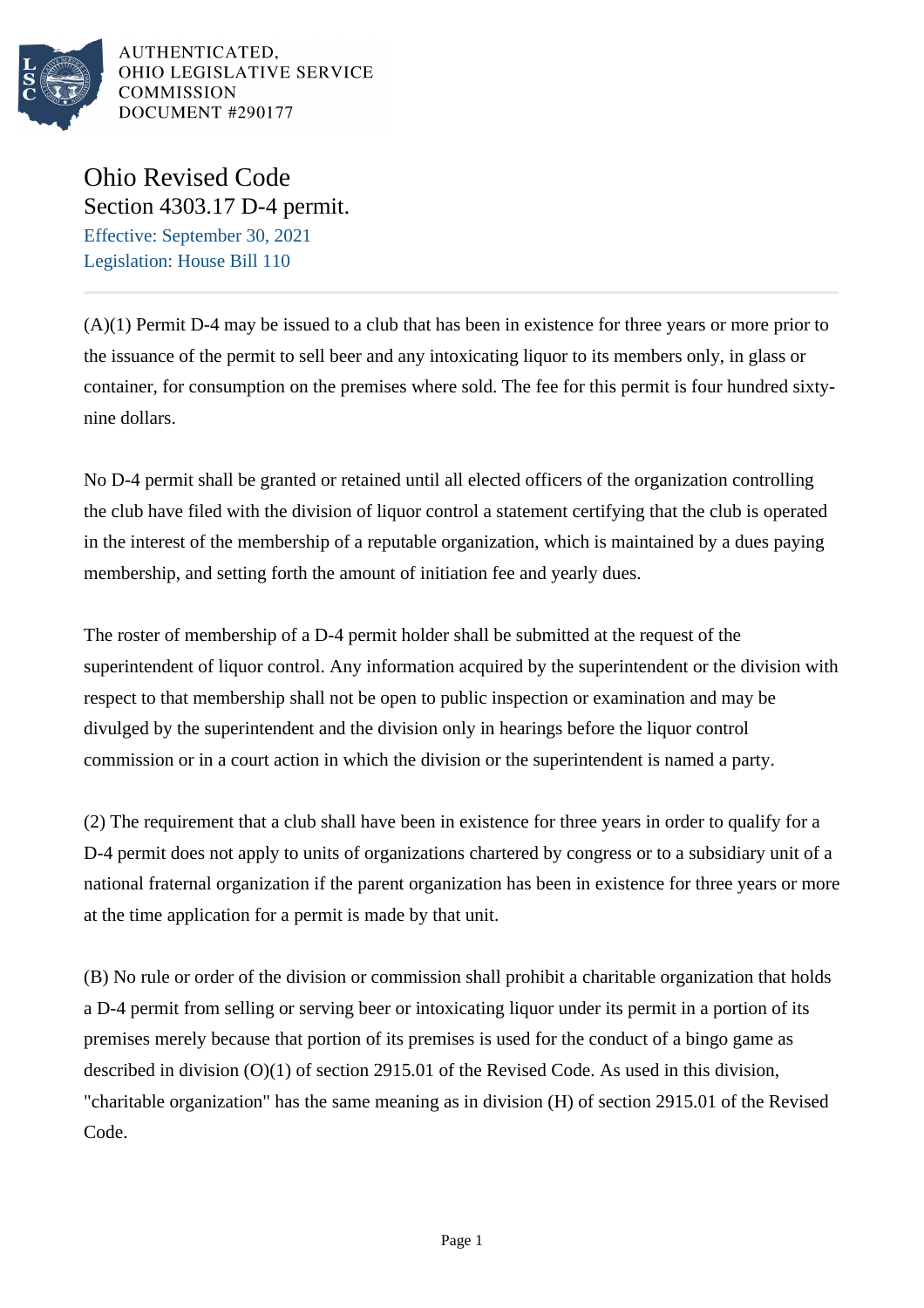AUTHENTICATED,
OHIO LEGISLATIVE SERVICE
COMMISSION
DOCUMENT #290177

# Ohio Revised Code

## Section 4303.17 D-4 permit.

Effective: September 30, 2021

Legislation: House Bill 110

(A)(1) Permit D-4 may be issued to a club that has been in existence for three years or more prior to the issuance of the permit to sell beer and any intoxicating liquor to its members only, in glass or container, for consumption on the premises where sold. The fee for this permit is four hundred sixty-nine dollars.

No D-4 permit shall be granted or retained until all elected officers of the organization controlling the club have filed with the division of liquor control a statement certifying that the club is operated in the interest of the membership of a reputable organization, which is maintained by a dues paying membership, and setting forth the amount of initiation fee and yearly dues.

The roster of membership of a D-4 permit holder shall be submitted at the request of the superintendent of liquor control. Any information acquired by the superintendent or the division with respect to that membership shall not be open to public inspection or examination and may be divulged by the superintendent and the division only in hearings before the liquor control commission or in a court action in which the division or the superintendent is named a party.

(2) The requirement that a club shall have been in existence for three years in order to qualify for a D-4 permit does not apply to units of organizations chartered by congress or to a subsidiary unit of a national fraternal organization if the parent organization has been in existence for three years or more at the time application for a permit is made by that unit.

(B) No rule or order of the division or commission shall prohibit a charitable organization that holds a D-4 permit from selling or serving beer or intoxicating liquor under its permit in a portion of its premises merely because that portion of its premises is used for the conduct of a bingo game as described in division (O)(1) of section 2915.01 of the Revised Code. As used in this division, "charitable organization" has the same meaning as in division (H) of section 2915.01 of the Revised Code.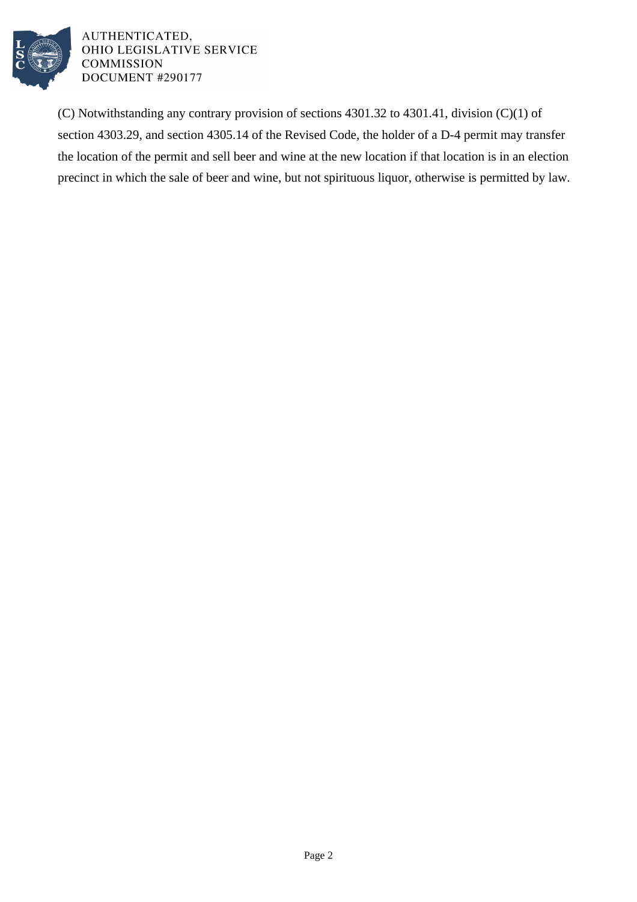(C) Notwithstanding any contrary provision of sections 4301.32 to 4301.41, division (C)(1) of section 4303.29, and section 4305.14 of the Revised Code, the holder of a D-4 permit may transfer the location of the permit and sell beer and wine at the new location if that location is in an election precinct in which the sale of beer and wine, but not spirituous liquor, otherwise is permitted by law.